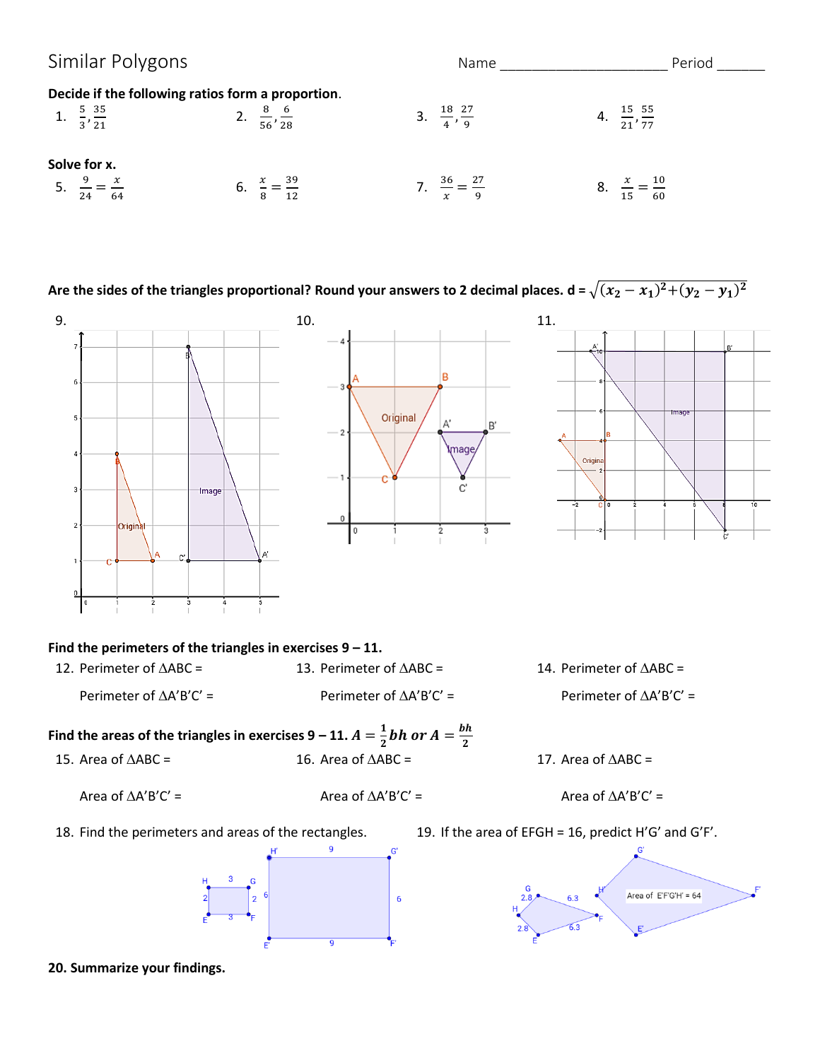# Similar Polygons

Name ______________________ Period ______

**Decide if the following ratios form a proportion.**

1. $\frac{5}{3}, \frac{35}{21}$
2. $\frac{8}{56}, \frac{6}{28}$
3. $\frac{18}{4}, \frac{27}{9}$
4. $\frac{15}{21}, \frac{55}{77}$

**Solve for x.**

5. $\frac{9}{24} = \frac{x}{64}$
6. $\frac{x}{8} = \frac{39}{12}$
7. $\frac{36}{x} = \frac{27}{9}$
8. $\frac{x}{15} = \frac{10}{60}$

**Are the sides of the triangles proportional? Round your answers to 2 decimal places.** $d = \sqrt{(x_2 - x_1)^2 + (y_2 - y_1)^2}$

9.

10.

11.

**Find the perimeters of the triangles in exercises 9 – 11.**

12. Perimeter of ΔABC =

    Perimeter of ΔA'B'C' =

13. Perimeter of ΔABC =

    Perimeter of ΔA'B'C' =

14. Perimeter of ΔABC =

    Perimeter of ΔA'B'C' =

**Find the areas of the triangles in exercises 9 – 11.** $A = \frac{1}{2}bh$ **or** $A = \frac{bh}{2}$

15. Area of ΔABC =

    Area of ΔA'B'C' =

16. Area of ΔABC =

    Area of ΔA'B'C' =

17. Area of ΔABC =

    Area of ΔA'B'C' =

18. Find the perimeters and areas of the rectangles.

19. If the area of EFGH = 16, predict H'G' and G'F'.

**20. Summarize your findings.**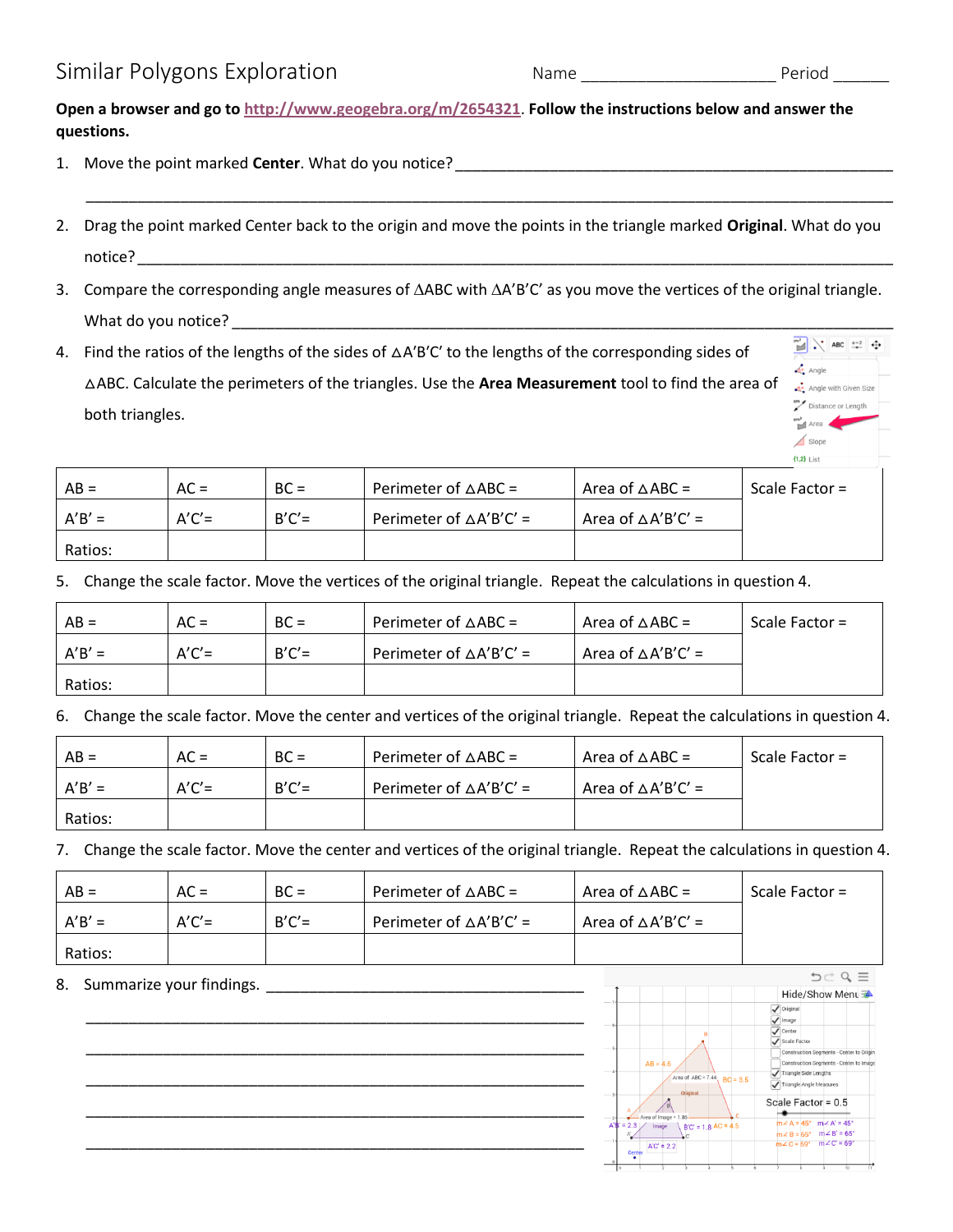# Similar Polygons Exploration

Name ______________________ Period ______

**Open a browser and go to http://www.geogebra.org/m/2654321. Follow the instructions below and answer the questions.**

1. Move the point marked **Center**. What do you notice? ________________________________________________

   ______________________________________________________________________________________________

2. Drag the point marked Center back to the origin and move the points in the triangle marked **Original**. What do you notice? ______________________________________________________________________________

3. Compare the corresponding angle measures of ∆ABC with ∆A'B'C' as you move the vertices of the original triangle. What do you notice? __________________________________________________________________________

4. Find the ratios of the lengths of the sides of ∆A'B'C' to the lengths of the corresponding sides of ∆ABC. Calculate the perimeters of the triangles. Use the **Area Measurement** tool to find the area of both triangles.

Angle
Angle with Given Size
Distance or Length
Area
Slope
List

| AB = | AC = | BC = | Perimeter of ∆ABC = | Area of ∆ABC = | Scale Factor = |
|---|---|---|---|---|---|
| A'B' = | A'C'= | B'C'= | Perimeter of ∆A'B'C' = | Area of ∆A'B'C' = | |
| Ratios: | | | | | |

5. Change the scale factor. Move the vertices of the original triangle. Repeat the calculations in question 4.

| AB = | AC = | BC = | Perimeter of ∆ABC = | Area of ∆ABC = | Scale Factor = |
|---|---|---|---|---|---|
| A'B' = | A'C'= | B'C'= | Perimeter of ∆A'B'C' = | Area of ∆A'B'C' = | |
| Ratios: | | | | | |

6. Change the scale factor. Move the center and vertices of the original triangle. Repeat the calculations in question 4.

| AB = | AC = | BC = | Perimeter of ∆ABC = | Area of ∆ABC = | Scale Factor = |
|---|---|---|---|---|---|
| A'B' = | A'C'= | B'C'= | Perimeter of ∆A'B'C' = | Area of ∆A'B'C' = | |
| Ratios: | | | | | |

7. Change the scale factor. Move the center and vertices of the original triangle. Repeat the calculations in question 4.

| AB = | AC = | BC = | Perimeter of ∆ABC = | Area of ∆ABC = | Scale Factor = |
|---|---|---|---|---|---|
| A'B' = | A'C'= | B'C'= | Perimeter of ∆A'B'C' = | Area of ∆A'B'C' = | |
| Ratios: | | | | | |

8. Summarize your findings. ________________________________________

   ________________________________________________________________

   ________________________________________________________________

   ________________________________________________________________

   ________________________________________________________________

   ________________________________________________________________

Hide/Show Menu
Original
Image
Center
Scale Factor
Construction Segments - Center to Origin
Construction Segments - Center to Image
Triangle Side Lengths
Triangle Angle Measures
Scale Factor = 0.5
AB = 4.6
Area of ABC = 7.44
BC = 3.5
Original
Area of Image = 1.86
A'B' = 2.3
Image
B'C' = 1.8
AC = 4.5
A'C' = 2.2
Center
m∠A = 45° m∠A' = 45°
m∠B = 65° m∠B' = 65°
m∠C = 69° m∠C' = 69°